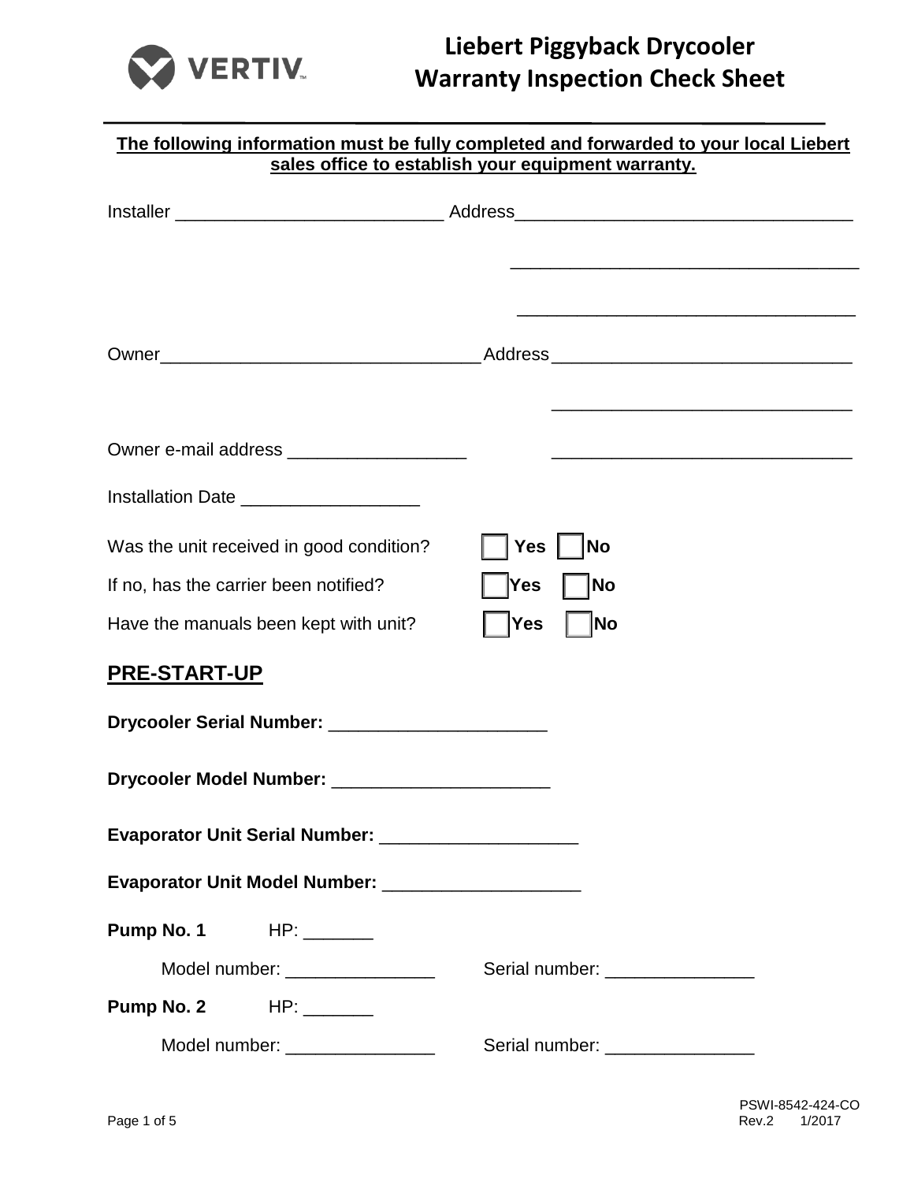# Liebert Piggyback Drycooler Warranty Inspection Check Sheet

**The following information must be fully completed and forwarded to your local Liebert sales office to establish your equipment warranty.**

Installer ___________________________ Address__________________________________

__________________________________

__________________________________

Owner________________________________ Address______________________________

______________________________

Owner e-mail address __________________ ______________________________

Installation Date __________________

Was the unit received in good condition? ☐ **Yes** ☐ **No**

If no, has the carrier been notified? ☐ **Yes** ☐ **No**

Have the manuals been kept with unit? ☐ **Yes** ☐ **No**

## PRE-START-UP

**Drycooler Serial Number:** ______________________

**Drycooler Model Number:** ______________________

**Evaporator Unit Serial Number:** ____________________

**Evaporator Unit Model Number:** ____________________

**Pump No. 1** HP: _______

Model number: _______________ Serial number: _______________

**Pump No. 2** HP: _______

Model number: _______________ Serial number: _______________

PSWI-8542-424-CO
Rev.2 1/2017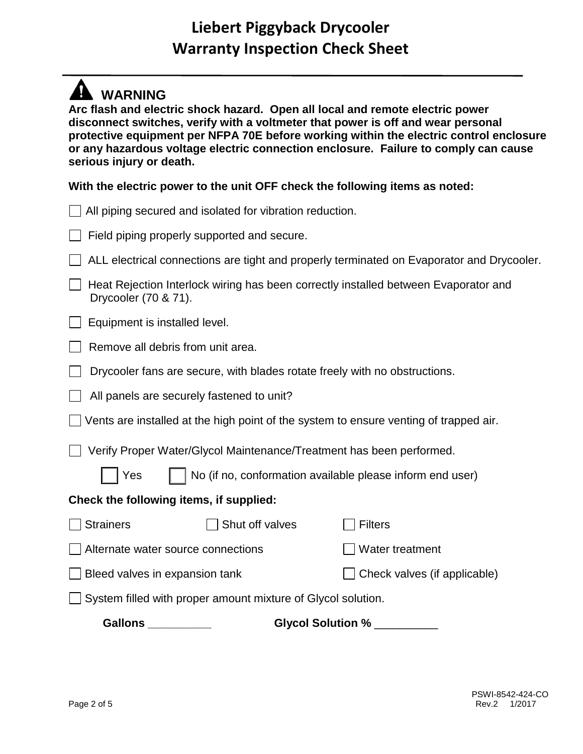# Liebert Piggyback Drycooler
# Warranty Inspection Check Sheet

## WARNING

**Arc flash and electric shock hazard. Open all local and remote electric power disconnect switches, verify with a voltmeter that power is off and wear personal protective equipment per NFPA 70E before working within the electric control enclosure or any hazardous voltage electric connection enclosure. Failure to comply can cause serious injury or death.**

**With the electric power to the unit OFF check the following items as noted:**

- ☐ All piping secured and isolated for vibration reduction.
- ☐ Field piping properly supported and secure.
- ☐ ALL electrical connections are tight and properly terminated on Evaporator and Drycooler.
- ☐ Heat Rejection Interlock wiring has been correctly installed between Evaporator and Drycooler (70 & 71).
- ☐ Equipment is installed level.
- ☐ Remove all debris from unit area.
- ☐ Drycooler fans are secure, with blades rotate freely with no obstructions.
- ☐ All panels are securely fastened to unit?
- ☐ Vents are installed at the high point of the system to ensure venting of trapped air.
- ☐ Verify Proper Water/Glycol Maintenance/Treatment has been performed.
  - ☐ Yes ☐ No (if no, conformation available please inform end user)

**Check the following items, if supplied:**

- ☐ Strainers ☐ Shut off valves ☐ Filters
- ☐ Alternate water source connections ☐ Water treatment
- ☐ Bleed valves in expansion tank ☐ Check valves (if applicable)
- ☐ System filled with proper amount mixture of Glycol solution.

**Gallons __________** **Glycol Solution %** __________

PSWI-8542-424-CO
Rev.2 1/2017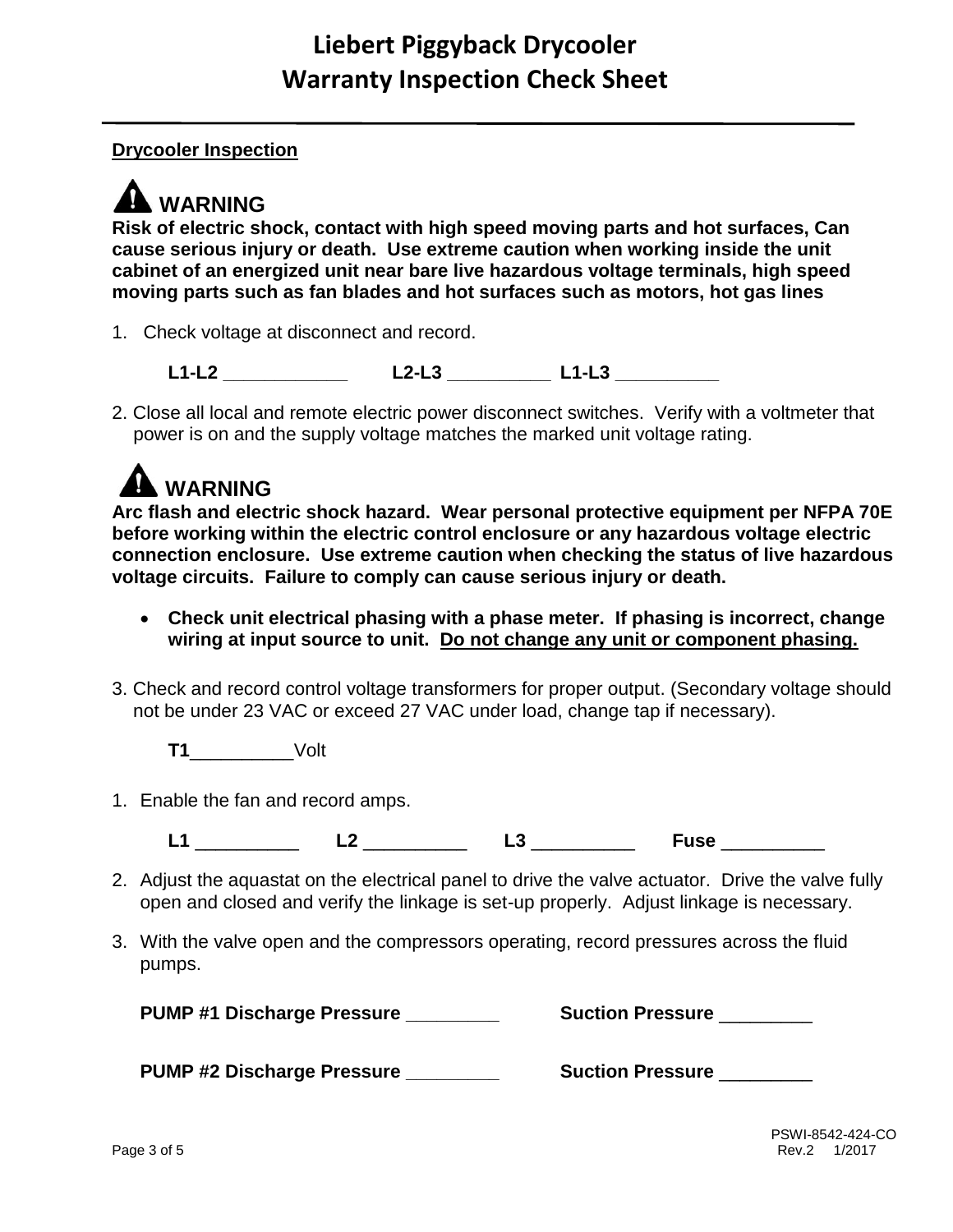# Liebert Piggyback Drycooler
# Warranty Inspection Check Sheet

**Drycooler Inspection**

## ⚠ WARNING

**Risk of electric shock, contact with high speed moving parts and hot surfaces, Can cause serious injury or death. Use extreme caution when working inside the unit cabinet of an energized unit near bare live hazardous voltage terminals, high speed moving parts such as fan blades and hot surfaces such as motors, hot gas lines**

1. Check voltage at disconnect and record.

   **L1-L2** ___________ **L2-L3** _________ **L1-L3** _________

2. Close all local and remote electric power disconnect switches. Verify with a voltmeter that power is on and the supply voltage matches the marked unit voltage rating.

## ⚠ WARNING

**Arc flash and electric shock hazard. Wear personal protective equipment per NFPA 70E before working within the electric control enclosure or any hazardous voltage electric connection enclosure. Use extreme caution when checking the status of live hazardous voltage circuits. Failure to comply can cause serious injury or death.**

- **Check unit electrical phasing with a phase meter. If phasing is incorrect, change wiring at input source to unit. <u>Do not change any unit or component phasing.</u>**

3. Check and record control voltage transformers for proper output. (Secondary voltage should not be under 23 VAC or exceed 27 VAC under load, change tap if necessary).

   **T1**_________Volt

1. Enable the fan and record amps.

   **L1** _________ **L2** _________ **L3** _________ **Fuse** _________

2. Adjust the aquastat on the electrical panel to drive the valve actuator. Drive the valve fully open and closed and verify the linkage is set-up properly. Adjust linkage is necessary.

3. With the valve open and the compressors operating, record pressures across the fluid pumps.

   **PUMP #1 Discharge Pressure** ________ **Suction Pressure** ________

   **PUMP #2 Discharge Pressure** ________ **Suction Pressure** ________

PSWI-8542-424-CO
Rev.2 1/2017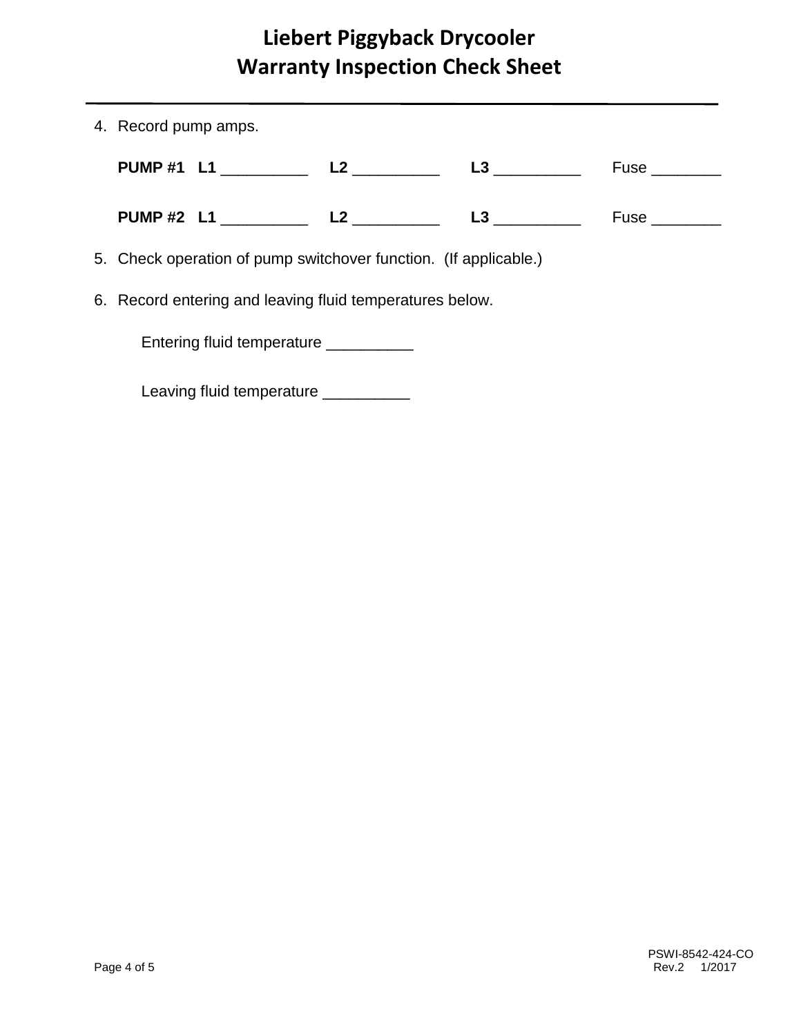4. Record pump amps.

   **PUMP #1** **L1** __________ **L2** __________ **L3** __________ Fuse ________

   **PUMP #2** **L1** __________ **L2** __________ **L3** __________ Fuse ________

5. Check operation of pump switchover function. (If applicable.)

6. Record entering and leaving fluid temperatures below.

   Entering fluid temperature __________

   Leaving fluid temperature __________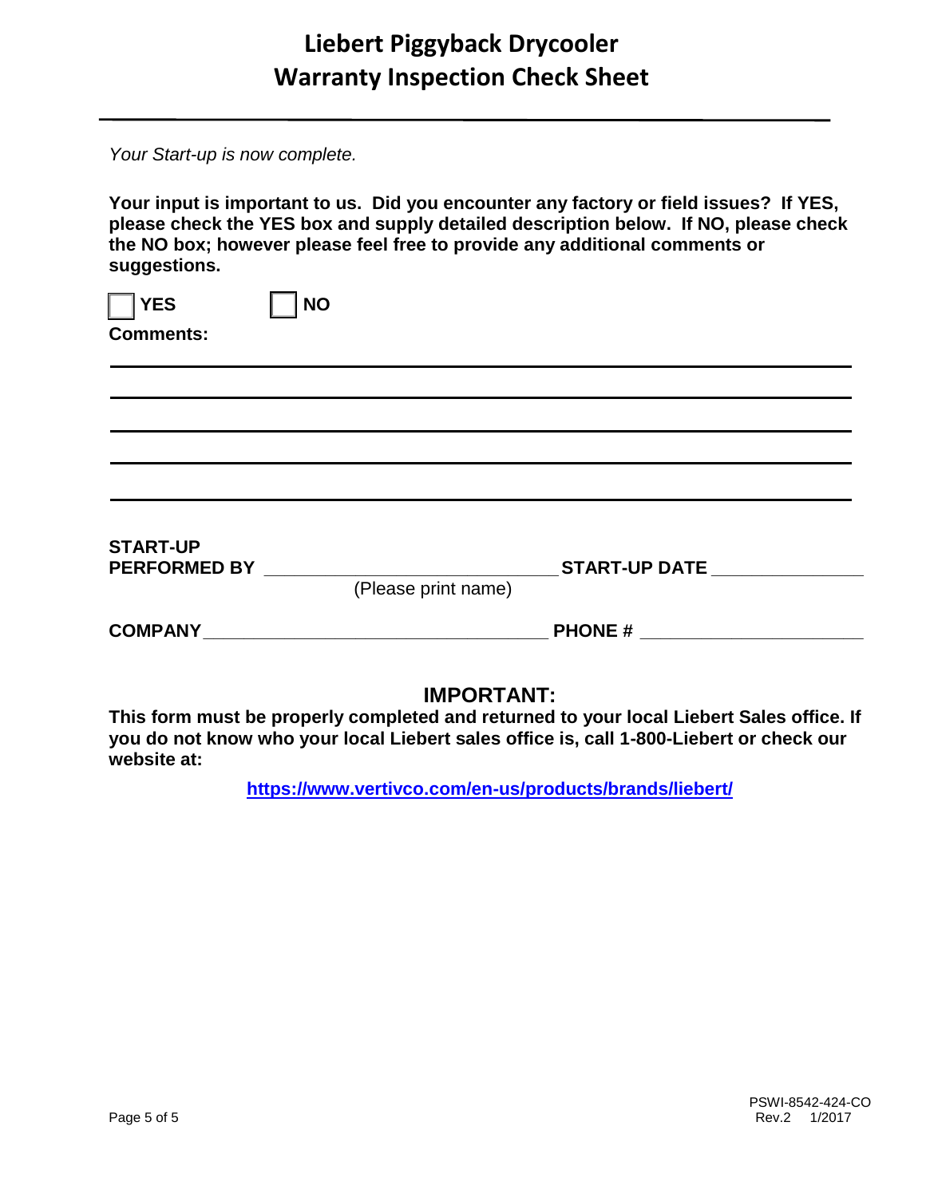# Liebert Piggyback Drycooler
# Warranty Inspection Check Sheet

*Your Start-up is now complete.*

**Your input is important to us. Did you encounter any factory or field issues? If YES, please check the YES box and supply detailed description below. If NO, please check the NO box; however please feel free to provide any additional comments or suggestions.**

☐ **YES** ☐ **NO**

**Comments:**

\_\_\_\_\_\_\_\_\_\_\_\_\_\_\_\_\_\_\_\_\_\_\_\_\_\_\_\_\_\_\_\_\_\_\_\_\_\_\_\_\_\_\_\_\_\_\_\_\_\_\_\_\_\_\_\_\_\_\_\_

\_\_\_\_\_\_\_\_\_\_\_\_\_\_\_\_\_\_\_\_\_\_\_\_\_\_\_\_\_\_\_\_\_\_\_\_\_\_\_\_\_\_\_\_\_\_\_\_\_\_\_\_\_\_\_\_\_\_\_\_

\_\_\_\_\_\_\_\_\_\_\_\_\_\_\_\_\_\_\_\_\_\_\_\_\_\_\_\_\_\_\_\_\_\_\_\_\_\_\_\_\_\_\_\_\_\_\_\_\_\_\_\_\_\_\_\_\_\_\_\_

\_\_\_\_\_\_\_\_\_\_\_\_\_\_\_\_\_\_\_\_\_\_\_\_\_\_\_\_\_\_\_\_\_\_\_\_\_\_\_\_\_\_\_\_\_\_\_\_\_\_\_\_\_\_\_\_\_\_\_\_

\_\_\_\_\_\_\_\_\_\_\_\_\_\_\_\_\_\_\_\_\_\_\_\_\_\_\_\_\_\_\_\_\_\_\_\_\_\_\_\_\_\_\_\_\_\_\_\_\_\_\_\_\_\_\_\_\_\_\_\_

**START-UP PERFORMED BY** \_\_\_\_\_\_\_\_\_\_\_\_\_\_\_\_\_\_\_\_\_\_\_\_\_\_\_\_ **START-UP DATE** \_\_\_\_\_\_\_\_\_\_\_\_\_\_\_
(Please print name)

**COMPANY** \_\_\_\_\_\_\_\_\_\_\_\_\_\_\_\_\_\_\_\_\_\_\_\_\_\_\_\_\_\_\_\_\_\_ **PHONE #** \_\_\_\_\_\_\_\_\_\_\_\_\_\_\_\_\_\_\_\_\_\_

## IMPORTANT:

**This form must be properly completed and returned to your local Liebert Sales office. If you do not know who your local Liebert sales office is, call 1-800-Liebert or check our website at:**

**https://www.vertivco.com/en-us/products/brands/liebert/**

PSWI-8542-424-CO
Rev.2 1/2017